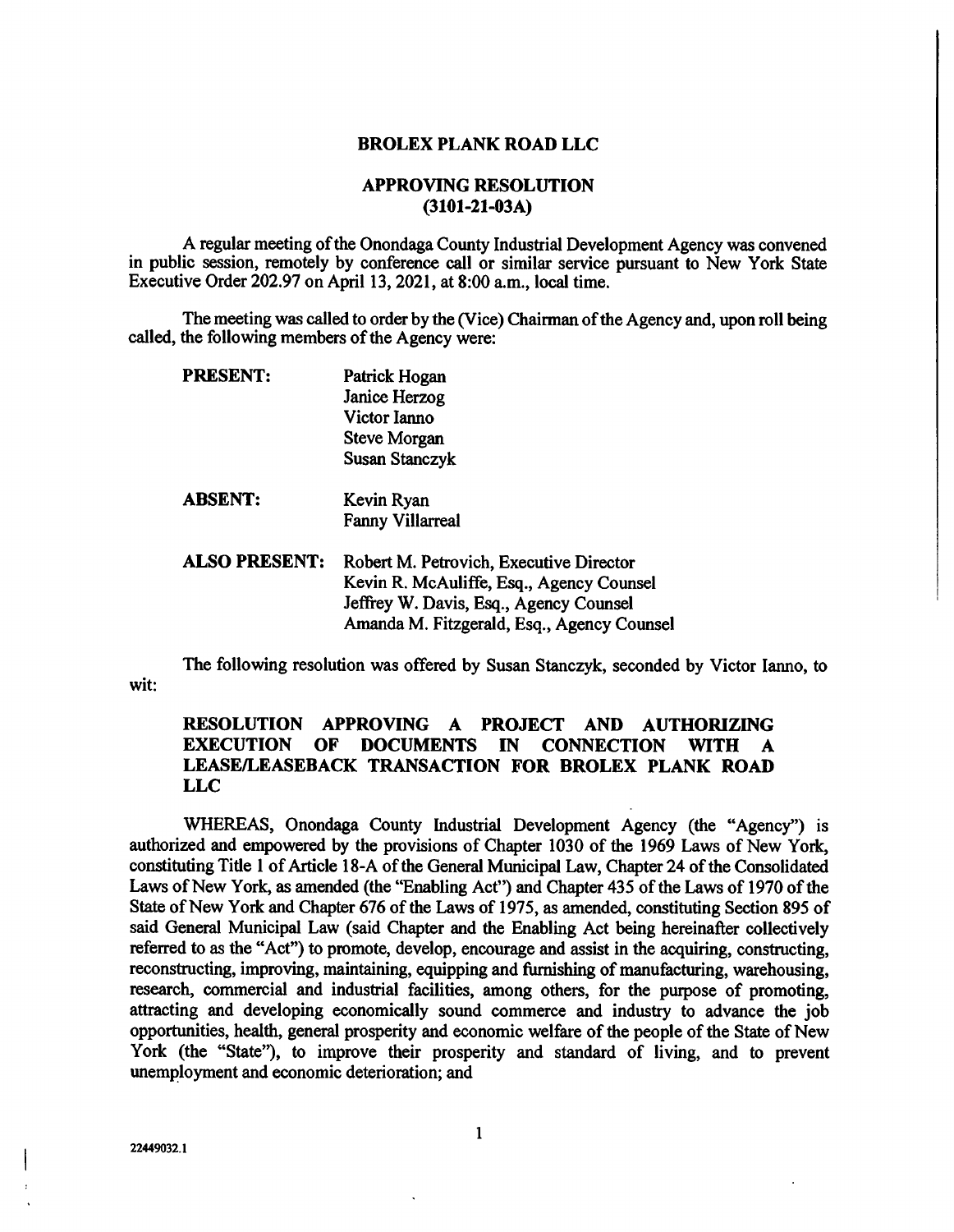**BROLEX PLANK ROAD LLC**

**APPROVING RESOLUTION**
**(3101-21-03A)**

A regular meeting of the Onondaga County Industrial Development Agency was convened in public session, remotely by conference call or similar service pursuant to New York State Executive Order 202.97 on April 13, 2021, at 8:00 a.m., local time.

The meeting was called to order by the (Vice) Chairman of the Agency and, upon roll being called, the following members of the Agency were:

| | |
|---|---|
| **PRESENT:** | Patrick Hogan<br>Janice Herzog<br>Victor Ianno<br>Steve Morgan<br>Susan Stanczyk |
| **ABSENT:** | Kevin Ryan<br>Fanny Villarreal |
| **ALSO PRESENT:** | Robert M. Petrovich, Executive Director<br>Kevin R. McAuliffe, Esq., Agency Counsel<br>Jeffrey W. Davis, Esq., Agency Counsel<br>Amanda M. Fitzgerald, Esq., Agency Counsel |

The following resolution was offered by Susan Stanczyk, seconded by Victor Ianno, to wit:

**RESOLUTION APPROVING A PROJECT AND AUTHORIZING EXECUTION OF DOCUMENTS IN CONNECTION WITH A LEASE/LEASEBACK TRANSACTION FOR BROLEX PLANK ROAD LLC**

WHEREAS, Onondaga County Industrial Development Agency (the "Agency") is authorized and empowered by the provisions of Chapter 1030 of the 1969 Laws of New York, constituting Title 1 of Article 18-A of the General Municipal Law, Chapter 24 of the Consolidated Laws of New York, as amended (the "Enabling Act") and Chapter 435 of the Laws of 1970 of the State of New York and Chapter 676 of the Laws of 1975, as amended, constituting Section 895 of said General Municipal Law (said Chapter and the Enabling Act being hereinafter collectively referred to as the "Act") to promote, develop, encourage and assist in the acquiring, constructing, reconstructing, improving, maintaining, equipping and furnishing of manufacturing, warehousing, research, commercial and industrial facilities, among others, for the purpose of promoting, attracting and developing economically sound commerce and industry to advance the job opportunities, health, general prosperity and economic welfare of the people of the State of New York (the "State"), to improve their prosperity and standard of living, and to prevent unemployment and economic deterioration; and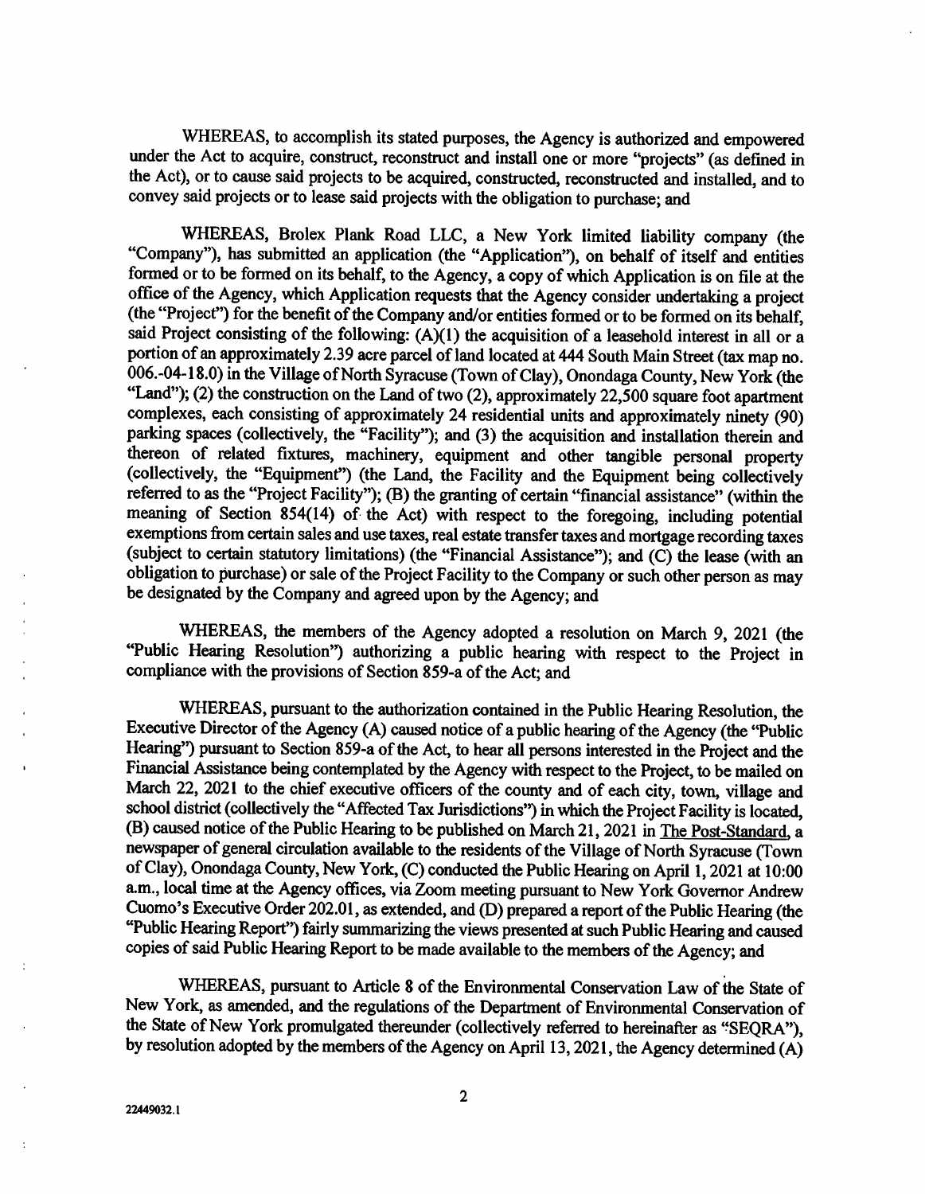WHEREAS, to accomplish its stated purposes, the Agency is authorized and empowered under the Act to acquire, construct, reconstruct and install one or more "projects" (as defined in the Act), or to cause said projects to be acquired, constructed, reconstructed and installed, and to convey said projects or to lease said projects with the obligation to purchase; and

WHEREAS, Brolex Plank Road LLC, a New York limited liability company (the "Company"), has submitted an application (the "Application"), on behalf of itself and entities formed or to be formed on its behalf, to the Agency, a copy of which Application is on file at the office of the Agency, which Application requests that the Agency consider undertaking a project (the "Project") for the benefit of the Company and/or entities formed or to be formed on its behalf, said Project consisting of the following: (A)(1) the acquisition of a leasehold interest in all or a portion of an approximately 2.39 acre parcel of land located at 444 South Main Street (tax map no. 006.-04-18.0) in the Village of North Syracuse (Town of Clay), Onondaga County, New York (the "Land"); (2) the construction on the Land of two (2), approximately 22,500 square foot apartment complexes, each consisting of approximately 24 residential units and approximately ninety (90) parking spaces (collectively, the "Facility"); and (3) the acquisition and installation therein and thereon of related fixtures, machinery, equipment and other tangible personal property (collectively, the "Equipment") (the Land, the Facility and the Equipment being collectively referred to as the "Project Facility"); (B) the granting of certain "financial assistance" (within the meaning of Section 854(14) of the Act) with respect to the foregoing, including potential exemptions from certain sales and use taxes, real estate transfer taxes and mortgage recording taxes (subject to certain statutory limitations) (the "Financial Assistance"); and (C) the lease (with an obligation to purchase) or sale of the Project Facility to the Company or such other person as may be designated by the Company and agreed upon by the Agency; and

WHEREAS, the members of the Agency adopted a resolution on March 9, 2021 (the "Public Hearing Resolution") authorizing a public hearing with respect to the Project in compliance with the provisions of Section 859-a of the Act; and

WHEREAS, pursuant to the authorization contained in the Public Hearing Resolution, the Executive Director of the Agency (A) caused notice of a public hearing of the Agency (the "Public Hearing") pursuant to Section 859-a of the Act, to hear all persons interested in the Project and the Financial Assistance being contemplated by the Agency with respect to the Project, to be mailed on March 22, 2021 to the chief executive officers of the county and of each city, town, village and school district (collectively the "Affected Tax Jurisdictions") in which the Project Facility is located, (B) caused notice of the Public Hearing to be published on March 21, 2021 in The Post-Standard, a newspaper of general circulation available to the residents of the Village of North Syracuse (Town of Clay), Onondaga County, New York, (C) conducted the Public Hearing on April 1, 2021 at 10:00 a.m., local time at the Agency offices, via Zoom meeting pursuant to New York Governor Andrew Cuomo's Executive Order 202.01, as extended, and (D) prepared a report of the Public Hearing (the "Public Hearing Report") fairly summarizing the views presented at such Public Hearing and caused copies of said Public Hearing Report to be made available to the members of the Agency; and

WHEREAS, pursuant to Article 8 of the Environmental Conservation Law of the State of New York, as amended, and the regulations of the Department of Environmental Conservation of the State of New York promulgated thereunder (collectively referred to hereinafter as "SEQRA"), by resolution adopted by the members of the Agency on April 13, 2021, the Agency determined (A)

22449032.1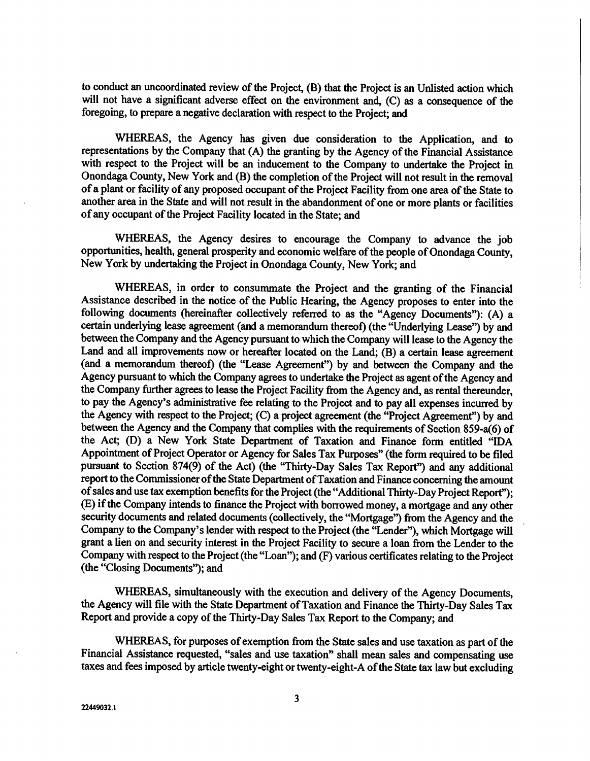to conduct an uncoordinated review of the Project, (B) that the Project is an Unlisted action which will not have a significant adverse effect on the environment and, (C) as a consequence of the foregoing, to prepare a negative declaration with respect to the Project; and

WHEREAS, the Agency has given due consideration to the Application, and to representations by the Company that (A) the granting by the Agency of the Financial Assistance with respect to the Project will be an inducement to the Company to undertake the Project in Onondaga County, New York and (B) the completion of the Project will not result in the removal of a plant or facility of any proposed occupant of the Project Facility from one area of the State to another area in the State and will not result in the abandonment of one or more plants or facilities of any occupant of the Project Facility located in the State; and

WHEREAS, the Agency desires to encourage the Company to advance the job opportunities, health, general prosperity and economic welfare of the people of Onondaga County, New York by undertaking the Project in Onondaga County, New York; and

WHEREAS, in order to consummate the Project and the granting of the Financial Assistance described in the notice of the Public Hearing, the Agency proposes to enter into the following documents (hereinafter collectively referred to as the "Agency Documents"): (A) a certain underlying lease agreement (and a memorandum thereof) (the "Underlying Lease") by and between the Company and the Agency pursuant to which the Company will lease to the Agency the Land and all improvements now or hereafter located on the Land; (B) a certain lease agreement (and a memorandum thereof) (the "Lease Agreement") by and between the Company and the Agency pursuant to which the Company agrees to undertake the Project as agent of the Agency and the Company further agrees to lease the Project Facility from the Agency and, as rental thereunder, to pay the Agency's administrative fee relating to the Project and to pay all expenses incurred by the Agency with respect to the Project; (C) a project agreement (the "Project Agreement") by and between the Agency and the Company that complies with the requirements of Section 859-a(6) of the Act; (D) a New York State Department of Taxation and Finance form entitled "IDA Appointment of Project Operator or Agency for Sales Tax Purposes" (the form required to be filed pursuant to Section 874(9) of the Act) (the "Thirty-Day Sales Tax Report") and any additional report to the Commissioner of the State Department of Taxation and Finance concerning the amount of sales and use tax exemption benefits for the Project (the "Additional Thirty-Day Project Report"); (E) if the Company intends to finance the Project with borrowed money, a mortgage and any other security documents and related documents (collectively, the "Mortgage") from the Agency and the Company to the Company's lender with respect to the Project (the "Lender"), which Mortgage will grant a lien on and security interest in the Project Facility to secure a loan from the Lender to the Company with respect to the Project (the "Loan"); and (F) various certificates relating to the Project (the "Closing Documents"); and

WHEREAS, simultaneously with the execution and delivery of the Agency Documents, the Agency will file with the State Department of Taxation and Finance the Thirty-Day Sales Tax Report and provide a copy of the Thirty-Day Sales Tax Report to the Company; and

WHEREAS, for purposes of exemption from the State sales and use taxation as part of the Financial Assistance requested, "sales and use taxation" shall mean sales and compensating use taxes and fees imposed by article twenty-eight or twenty-eight-A of the State tax law but excluding

22449032.1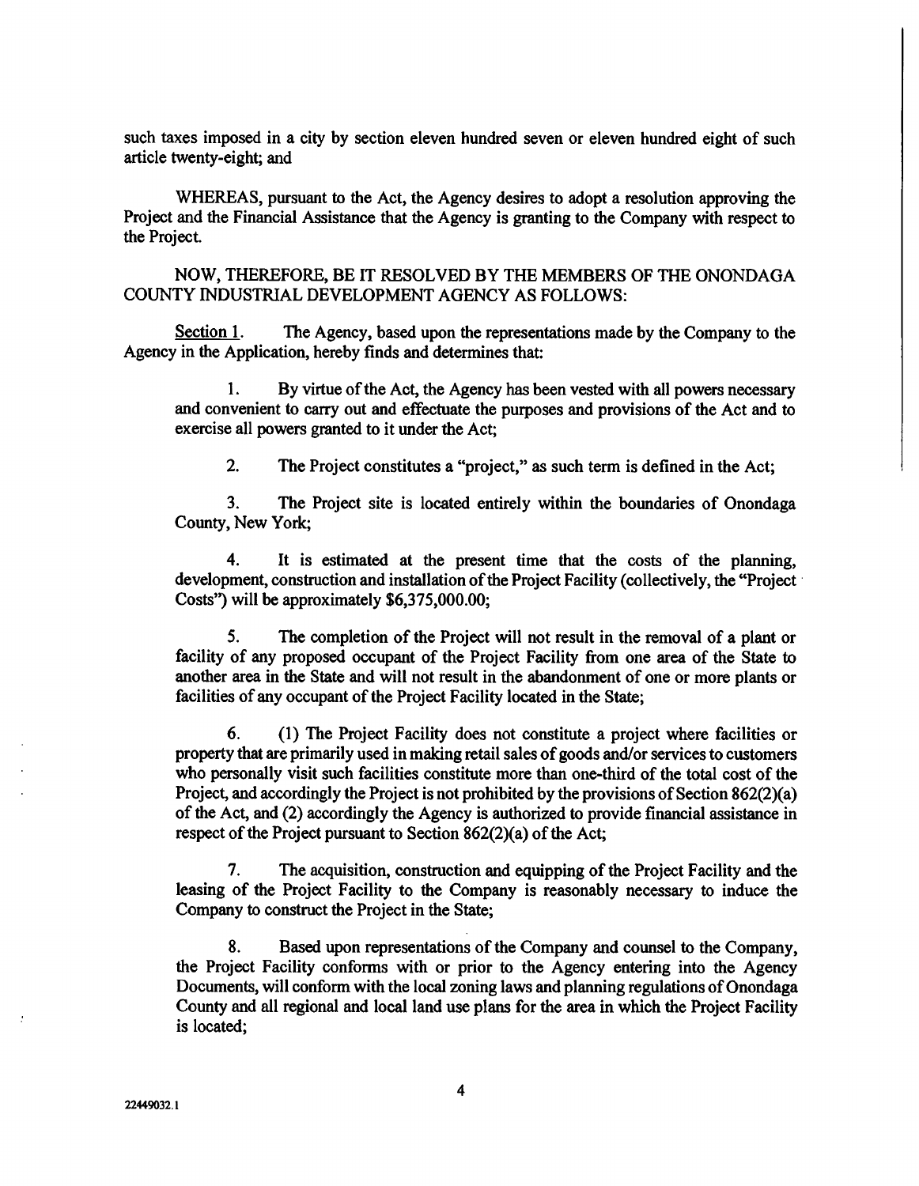such taxes imposed in a city by section eleven hundred seven or eleven hundred eight of such article twenty-eight; and

WHEREAS, pursuant to the Act, the Agency desires to adopt a resolution approving the Project and the Financial Assistance that the Agency is granting to the Company with respect to the Project.

NOW, THEREFORE, BE IT RESOLVED BY THE MEMBERS OF THE ONONDAGA COUNTY INDUSTRIAL DEVELOPMENT AGENCY AS FOLLOWS:

Section 1. The Agency, based upon the representations made by the Company to the Agency in the Application, hereby finds and determines that:

1. By virtue of the Act, the Agency has been vested with all powers necessary and convenient to carry out and effectuate the purposes and provisions of the Act and to exercise all powers granted to it under the Act;

2. The Project constitutes a "project," as such term is defined in the Act;

3. The Project site is located entirely within the boundaries of Onondaga County, New York;

4. It is estimated at the present time that the costs of the planning, development, construction and installation of the Project Facility (collectively, the "Project Costs") will be approximately $6,375,000.00;

5. The completion of the Project will not result in the removal of a plant or facility of any proposed occupant of the Project Facility from one area of the State to another area in the State and will not result in the abandonment of one or more plants or facilities of any occupant of the Project Facility located in the State;

6. (1) The Project Facility does not constitute a project where facilities or property that are primarily used in making retail sales of goods and/or services to customers who personally visit such facilities constitute more than one-third of the total cost of the Project, and accordingly the Project is not prohibited by the provisions of Section 862(2)(a) of the Act, and (2) accordingly the Agency is authorized to provide financial assistance in respect of the Project pursuant to Section 862(2)(a) of the Act;

7. The acquisition, construction and equipping of the Project Facility and the leasing of the Project Facility to the Company is reasonably necessary to induce the Company to construct the Project in the State;

8. Based upon representations of the Company and counsel to the Company, the Project Facility conforms with or prior to the Agency entering into the Agency Documents, will conform with the local zoning laws and planning regulations of Onondaga County and all regional and local land use plans for the area in which the Project Facility is located;

22449032.1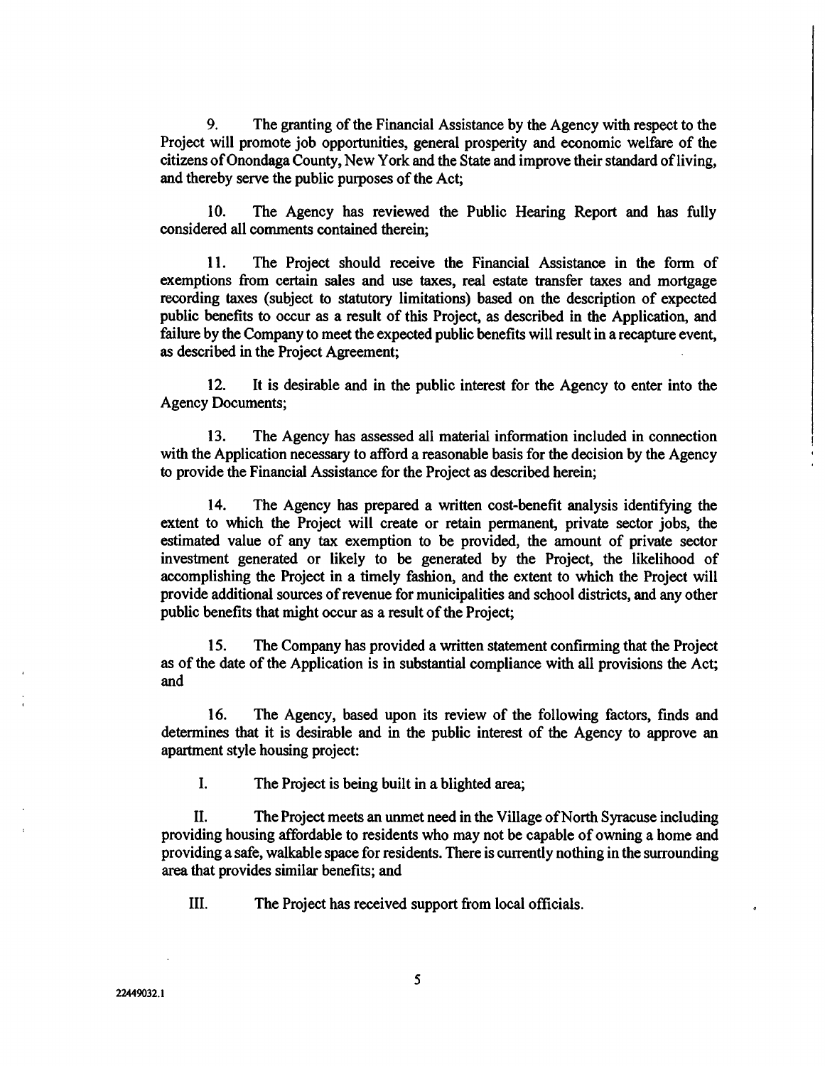9. The granting of the Financial Assistance by the Agency with respect to the Project will promote job opportunities, general prosperity and economic welfare of the citizens of Onondaga County, New York and the State and improve their standard of living, and thereby serve the public purposes of the Act;

10. The Agency has reviewed the Public Hearing Report and has fully considered all comments contained therein;

11. The Project should receive the Financial Assistance in the form of exemptions from certain sales and use taxes, real estate transfer taxes and mortgage recording taxes (subject to statutory limitations) based on the description of expected public benefits to occur as a result of this Project, as described in the Application, and failure by the Company to meet the expected public benefits will result in a recapture event, as described in the Project Agreement;

12. It is desirable and in the public interest for the Agency to enter into the Agency Documents;

13. The Agency has assessed all material information included in connection with the Application necessary to afford a reasonable basis for the decision by the Agency to provide the Financial Assistance for the Project as described herein;

14. The Agency has prepared a written cost-benefit analysis identifying the extent to which the Project will create or retain permanent, private sector jobs, the estimated value of any tax exemption to be provided, the amount of private sector investment generated or likely to be generated by the Project, the likelihood of accomplishing the Project in a timely fashion, and the extent to which the Project will provide additional sources of revenue for municipalities and school districts, and any other public benefits that might occur as a result of the Project;

15. The Company has provided a written statement confirming that the Project as of the date of the Application is in substantial compliance with all provisions the Act; and

16. The Agency, based upon its review of the following factors, finds and determines that it is desirable and in the public interest of the Agency to approve an apartment style housing project:

I. The Project is being built in a blighted area;

II. The Project meets an unmet need in the Village of North Syracuse including providing housing affordable to residents who may not be capable of owning a home and providing a safe, walkable space for residents. There is currently nothing in the surrounding area that provides similar benefits; and

III. The Project has received support from local officials.

22449032.1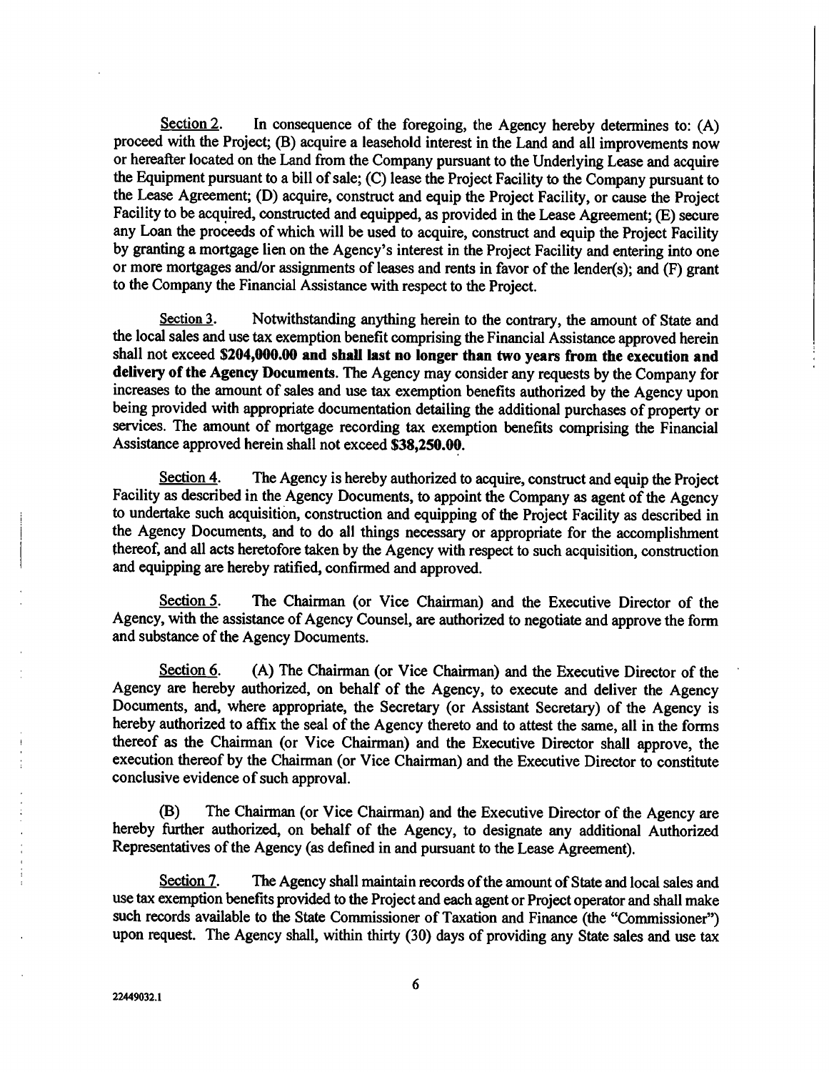Section 2. In consequence of the foregoing, the Agency hereby determines to: (A) proceed with the Project; (B) acquire a leasehold interest in the Land and all improvements now or hereafter located on the Land from the Company pursuant to the Underlying Lease and acquire the Equipment pursuant to a bill of sale; (C) lease the Project Facility to the Company pursuant to the Lease Agreement; (D) acquire, construct and equip the Project Facility, or cause the Project Facility to be acquired, constructed and equipped, as provided in the Lease Agreement; (E) secure any Loan the proceeds of which will be used to acquire, construct and equip the Project Facility by granting a mortgage lien on the Agency's interest in the Project Facility and entering into one or more mortgages and/or assignments of leases and rents in favor of the lender(s); and (F) grant to the Company the Financial Assistance with respect to the Project.

Section 3. Notwithstanding anything herein to the contrary, the amount of State and the local sales and use tax exemption benefit comprising the Financial Assistance approved herein shall not exceed **$204,000.00 and shall last no longer than two years from the execution and delivery of the Agency Documents.** The Agency may consider any requests by the Company for increases to the amount of sales and use tax exemption benefits authorized by the Agency upon being provided with appropriate documentation detailing the additional purchases of property or services. The amount of mortgage recording tax exemption benefits comprising the Financial Assistance approved herein shall not exceed **$38,250.00**.

Section 4. The Agency is hereby authorized to acquire, construct and equip the Project Facility as described in the Agency Documents, to appoint the Company as agent of the Agency to undertake such acquisition, construction and equipping of the Project Facility as described in the Agency Documents, and to do all things necessary or appropriate for the accomplishment thereof, and all acts heretofore taken by the Agency with respect to such acquisition, construction and equipping are hereby ratified, confirmed and approved.

Section 5. The Chairman (or Vice Chairman) and the Executive Director of the Agency, with the assistance of Agency Counsel, are authorized to negotiate and approve the form and substance of the Agency Documents.

Section 6. (A) The Chairman (or Vice Chairman) and the Executive Director of the Agency are hereby authorized, on behalf of the Agency, to execute and deliver the Agency Documents, and, where appropriate, the Secretary (or Assistant Secretary) of the Agency is hereby authorized to affix the seal of the Agency thereto and to attest the same, all in the forms thereof as the Chairman (or Vice Chairman) and the Executive Director shall approve, the execution thereof by the Chairman (or Vice Chairman) and the Executive Director to constitute conclusive evidence of such approval.

(B) The Chairman (or Vice Chairman) and the Executive Director of the Agency are hereby further authorized, on behalf of the Agency, to designate any additional Authorized Representatives of the Agency (as defined in and pursuant to the Lease Agreement).

Section 7. The Agency shall maintain records of the amount of State and local sales and use tax exemption benefits provided to the Project and each agent or Project operator and shall make such records available to the State Commissioner of Taxation and Finance (the "Commissioner") upon request. The Agency shall, within thirty (30) days of providing any State sales and use tax

22449032.1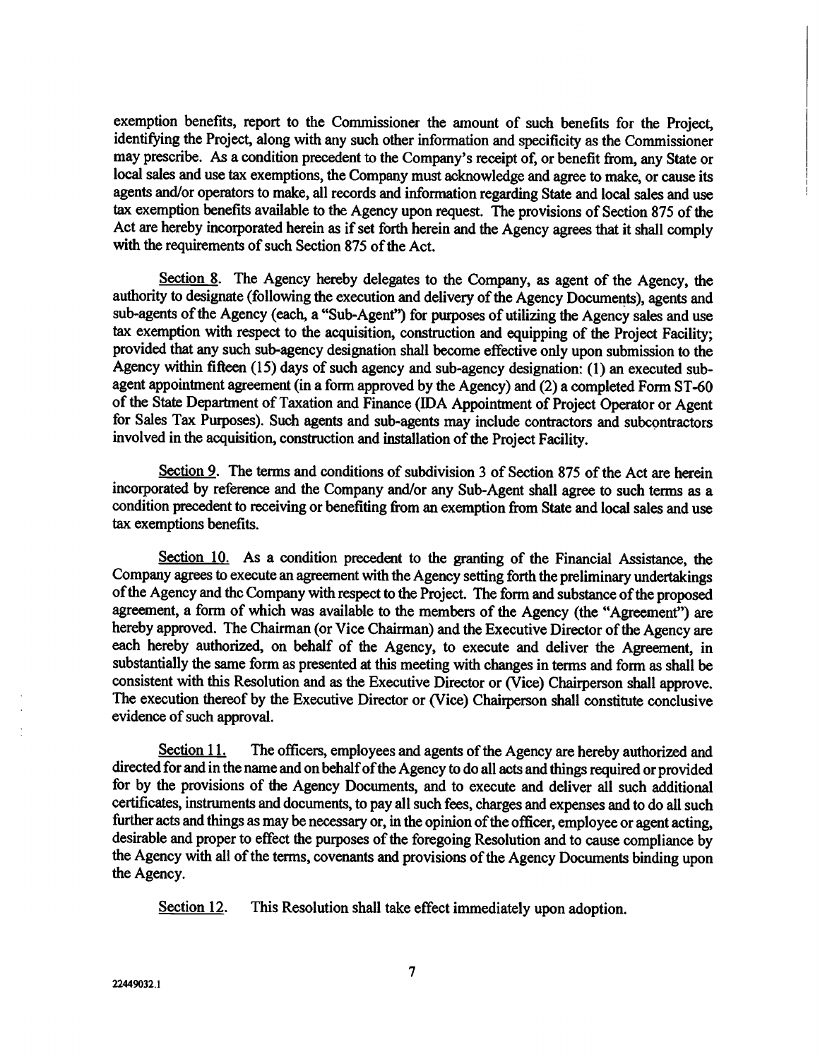exemption benefits, report to the Commissioner the amount of such benefits for the Project, identifying the Project, along with any such other information and specificity as the Commissioner may prescribe. As a condition precedent to the Company's receipt of, or benefit from, any State or local sales and use tax exemptions, the Company must acknowledge and agree to make, or cause its agents and/or operators to make, all records and information regarding State and local sales and use tax exemption benefits available to the Agency upon request. The provisions of Section 875 of the Act are hereby incorporated herein as if set forth herein and the Agency agrees that it shall comply with the requirements of such Section 875 of the Act.

Section 8. The Agency hereby delegates to the Company, as agent of the Agency, the authority to designate (following the execution and delivery of the Agency Documents), agents and sub-agents of the Agency (each, a "Sub-Agent") for purposes of utilizing the Agency sales and use tax exemption with respect to the acquisition, construction and equipping of the Project Facility; provided that any such sub-agency designation shall become effective only upon submission to the Agency within fifteen (15) days of such agency and sub-agency designation: (1) an executed sub-agent appointment agreement (in a form approved by the Agency) and (2) a completed Form ST-60 of the State Department of Taxation and Finance (IDA Appointment of Project Operator or Agent for Sales Tax Purposes). Such agents and sub-agents may include contractors and subcontractors involved in the acquisition, construction and installation of the Project Facility.

Section 9. The terms and conditions of subdivision 3 of Section 875 of the Act are herein incorporated by reference and the Company and/or any Sub-Agent shall agree to such terms as a condition precedent to receiving or benefiting from an exemption from State and local sales and use tax exemptions benefits.

Section 10. As a condition precedent to the granting of the Financial Assistance, the Company agrees to execute an agreement with the Agency setting forth the preliminary undertakings of the Agency and the Company with respect to the Project. The form and substance of the proposed agreement, a form of which was available to the members of the Agency (the "Agreement") are hereby approved. The Chairman (or Vice Chairman) and the Executive Director of the Agency are each hereby authorized, on behalf of the Agency, to execute and deliver the Agreement, in substantially the same form as presented at this meeting with changes in terms and form as shall be consistent with this Resolution and as the Executive Director or (Vice) Chairperson shall approve. The execution thereof by the Executive Director or (Vice) Chairperson shall constitute conclusive evidence of such approval.

Section 11. The officers, employees and agents of the Agency are hereby authorized and directed for and in the name and on behalf of the Agency to do all acts and things required or provided for by the provisions of the Agency Documents, and to execute and deliver all such additional certificates, instruments and documents, to pay all such fees, charges and expenses and to do all such further acts and things as may be necessary or, in the opinion of the officer, employee or agent acting, desirable and proper to effect the purposes of the foregoing Resolution and to cause compliance by the Agency with all of the terms, covenants and provisions of the Agency Documents binding upon the Agency.

Section 12. This Resolution shall take effect immediately upon adoption.

22449032.1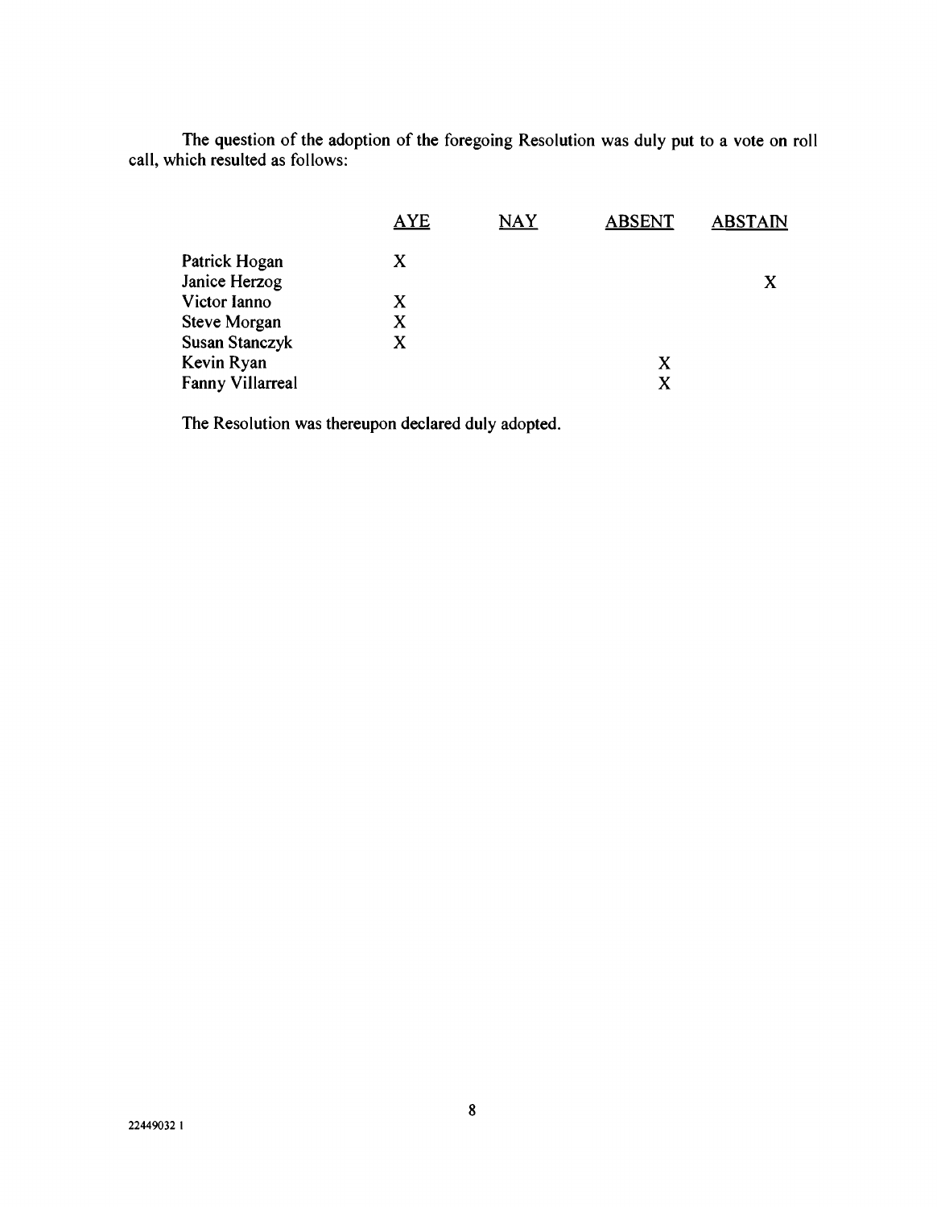The question of the adoption of the foregoing Resolution was duly put to a vote on roll call, which resulted as follows:

| | AYE | NAY | ABSENT | ABSTAIN |
|---|---|---|---|---|
| Patrick Hogan | X | | | |
| Janice Herzog | | | | X |
| Victor Ianno | X | | | |
| Steve Morgan | X | | | |
| Susan Stanczyk | X | | | |
| Kevin Ryan | | | X | |
| Fanny Villarreal | | | X | |

The Resolution was thereupon declared duly adopted.

22449032 1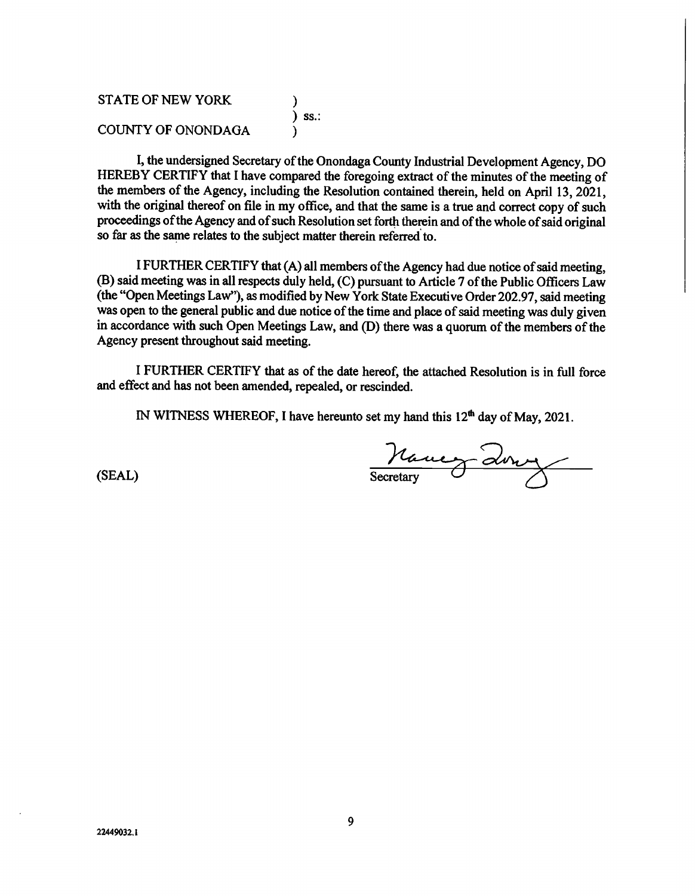STATE OF NEW YORK )
) ss.:
COUNTY OF ONONDAGA )

I, the undersigned Secretary of the Onondaga County Industrial Development Agency, DO HEREBY CERTIFY that I have compared the foregoing extract of the minutes of the meeting of the members of the Agency, including the Resolution contained therein, held on April 13, 2021, with the original thereof on file in my office, and that the same is a true and correct copy of such proceedings of the Agency and of such Resolution set forth therein and of the whole of said original so far as the same relates to the subject matter therein referred to.

I FURTHER CERTIFY that (A) all members of the Agency had due notice of said meeting, (B) said meeting was in all respects duly held, (C) pursuant to Article 7 of the Public Officers Law (the "Open Meetings Law"), as modified by New York State Executive Order 202.97, said meeting was open to the general public and due notice of the time and place of said meeting was duly given in accordance with such Open Meetings Law, and (D) there was a quorum of the members of the Agency present throughout said meeting.

I FURTHER CERTIFY that as of the date hereof, the attached Resolution is in full force and effect and has not been amended, repealed, or rescinded.

IN WITNESS WHEREOF, I have hereunto set my hand this 12th day of May, 2021.

(SEAL)

Nancy Lowy
Secretary

22449032.1